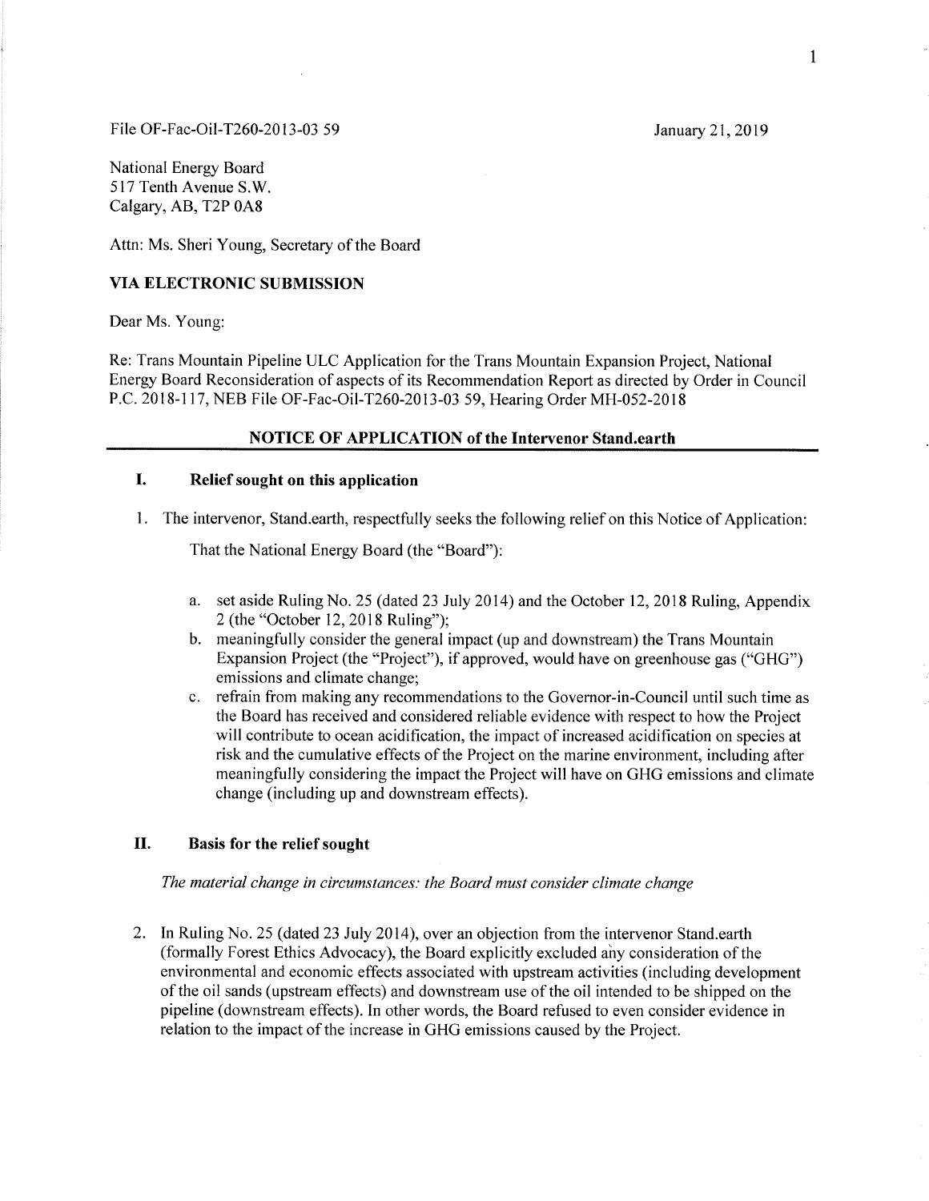File OF-Fac-Oil-T260-2013-03 59

January 21, 2019

National Energy Board
517 Tenth Avenue S.W.
Calgary, AB, T2P 0A8

Attn: Ms. Sheri Young, Secretary of the Board

**VIA ELECTRONIC SUBMISSION**

Dear Ms. Young:

Re: Trans Mountain Pipeline ULC Application for the Trans Mountain Expansion Project, National Energy Board Reconsideration of aspects of its Recommendation Report as directed by Order in Council P.C. 2018-117, NEB File OF-Fac-Oil-T260-2013-03 59, Hearing Order MH-052-2018

## NOTICE OF APPLICATION of the Intervenor Stand.earth

## I. Relief sought on this application

1. The intervenor, Stand.earth, respectfully seeks the following relief on this Notice of Application:

   That the National Energy Board (the "Board"):

   a. set aside Ruling No. 25 (dated 23 July 2014) and the October 12, 2018 Ruling, Appendix 2 (the "October 12, 2018 Ruling");
   b. meaningfully consider the general impact (up and downstream) the Trans Mountain Expansion Project (the "Project"), if approved, would have on greenhouse gas ("GHG") emissions and climate change;
   c. refrain from making any recommendations to the Governor-in-Council until such time as the Board has received and considered reliable evidence with respect to how the Project will contribute to ocean acidification, the impact of increased acidification on species at risk and the cumulative effects of the Project on the marine environment, including after meaningfully considering the impact the Project will have on GHG emissions and climate change (including up and downstream effects).

## II. Basis for the relief sought

*The material change in circumstances: the Board must consider climate change*

2. In Ruling No. 25 (dated 23 July 2014), over an objection from the intervenor Stand.earth (formally Forest Ethics Advocacy), the Board explicitly excluded any consideration of the environmental and economic effects associated with upstream activities (including development of the oil sands (upstream effects) and downstream use of the oil intended to be shipped on the pipeline (downstream effects). In other words, the Board refused to even consider evidence in relation to the impact of the increase in GHG emissions caused by the Project.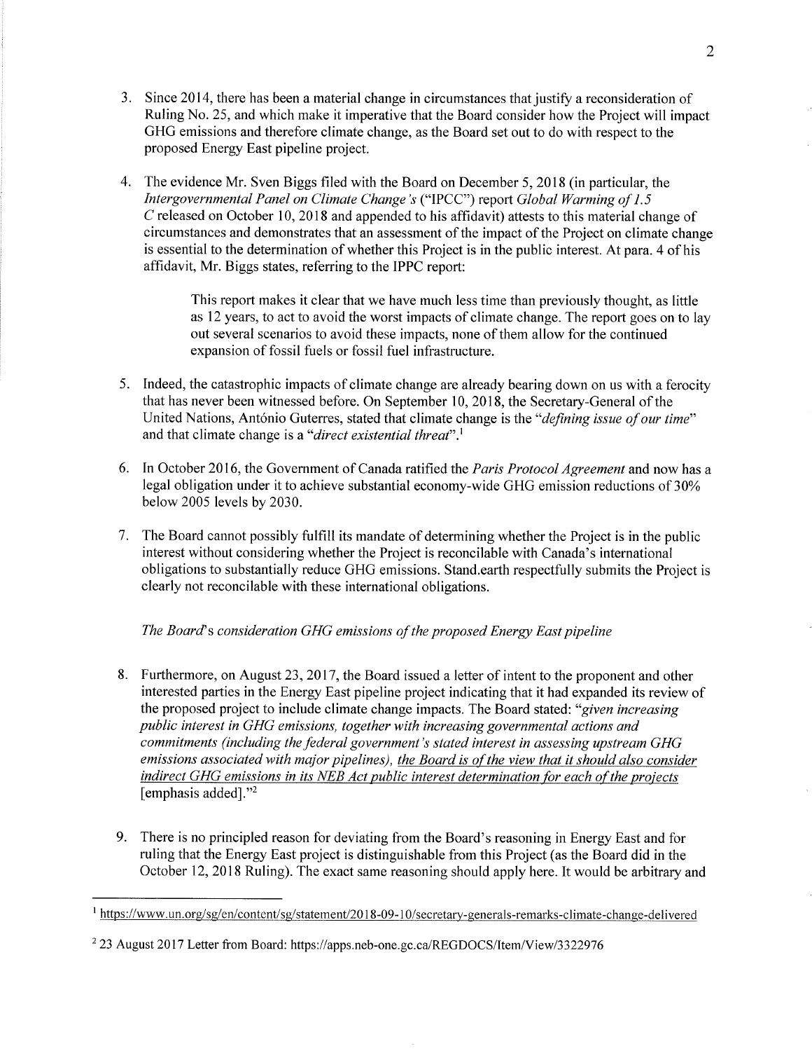3. Since 2014, there has been a material change in circumstances that justify a reconsideration of Ruling No. 25, and which make it imperative that the Board consider how the Project will impact GHG emissions and therefore climate change, as the Board set out to do with respect to the proposed Energy East pipeline project.

4. The evidence Mr. Sven Biggs filed with the Board on December 5, 2018 (in particular, the *Intergovernmental Panel on Climate Change's* ("IPCC") report *Global Warming of 1.5 C* released on October 10, 2018 and appended to his affidavit) attests to this material change of circumstances and demonstrates that an assessment of the impact of the Project on climate change is essential to the determination of whether this Project is in the public interest. At para. 4 of his affidavit, Mr. Biggs states, referring to the IPPC report:

> This report makes it clear that we have much less time than previously thought, as little as 12 years, to act to avoid the worst impacts of climate change. The report goes on to lay out several scenarios to avoid these impacts, none of them allow for the continued expansion of fossil fuels or fossil fuel infrastructure.

5. Indeed, the catastrophic impacts of climate change are already bearing down on us with a ferocity that has never been witnessed before. On September 10, 2018, the Secretary-General of the United Nations, António Guterres, stated that climate change is the "*defining issue of our time*" and that climate change is a "*direct existential threat*".[1]

6. In October 2016, the Government of Canada ratified the *Paris Protocol Agreement* and now has a legal obligation under it to achieve substantial economy-wide GHG emission reductions of 30% below 2005 levels by 2030.

7. The Board cannot possibly fulfill its mandate of determining whether the Project is in the public interest without considering whether the Project is reconcilable with Canada's international obligations to substantially reduce GHG emissions. Stand.earth respectfully submits the Project is clearly not reconcilable with these international obligations.

*The Board's consideration GHG emissions of the proposed Energy East pipeline*

8. Furthermore, on August 23, 2017, the Board issued a letter of intent to the proponent and other interested parties in the Energy East pipeline project indicating that it had expanded its review of the proposed project to include climate change impacts. The Board stated: "*given increasing public interest in GHG emissions, together with increasing governmental actions and commitments (including the federal government's stated interest in assessing upstream GHG emissions associated with major pipelines), <u>the Board is of the view that it should also consider indirect GHG emissions in its NEB Act public interest determination for each of the projects</u>* [emphasis added]."[2]

9. There is no principled reason for deviating from the Board's reasoning in Energy East and for ruling that the Energy East project is distinguishable from this Project (as the Board did in the October 12, 2018 Ruling). The exact same reasoning should apply here. It would be arbitrary and

---

[1] https://www.un.org/sg/en/content/sg/statement/2018-09-10/secretary-generals-remarks-climate-change-delivered

[2] 23 August 2017 Letter from Board: https://apps.neb-one.gc.ca/REGDOCS/Item/View/3322976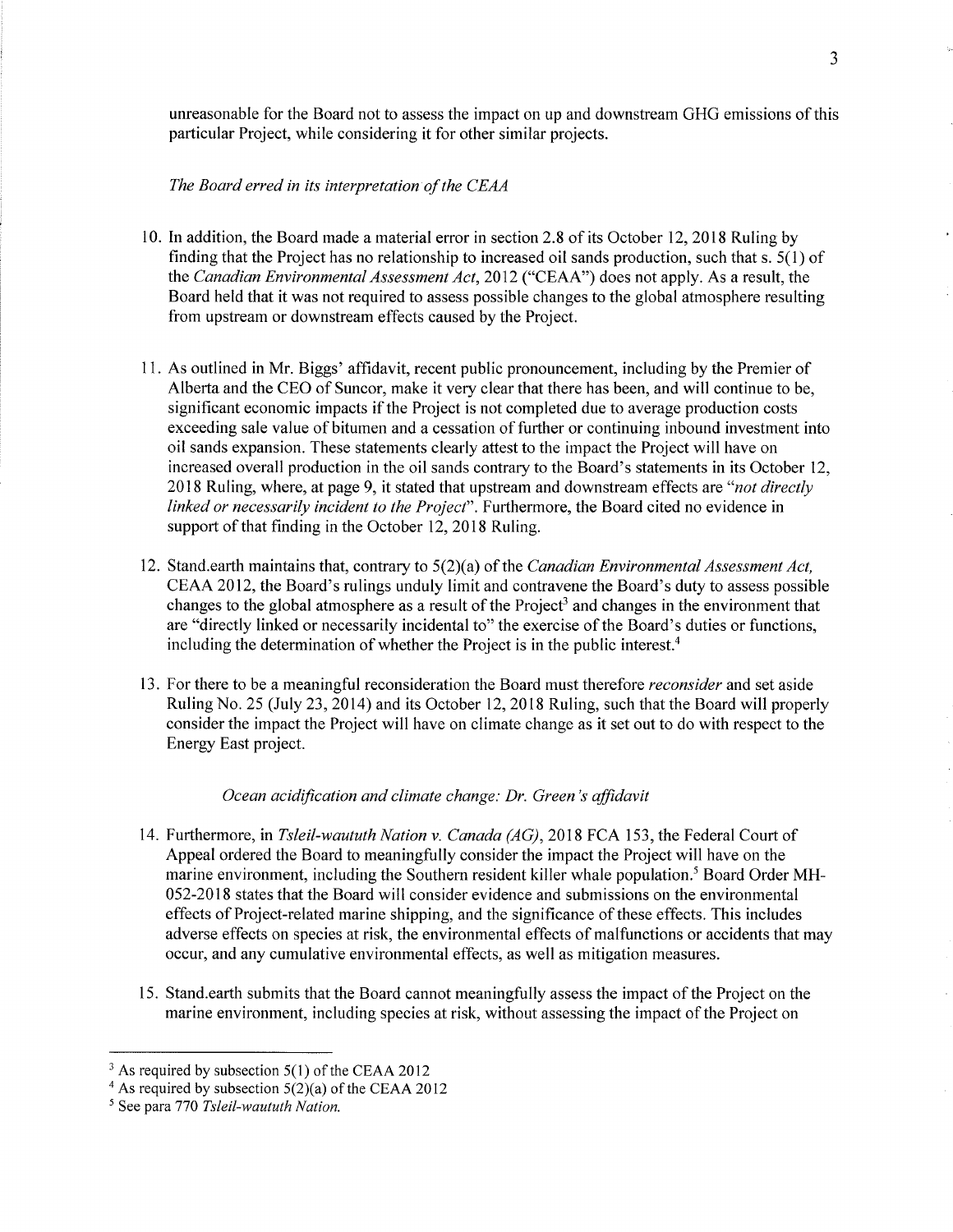unreasonable for the Board not to assess the impact on up and downstream GHG emissions of this particular Project, while considering it for other similar projects.

*The Board erred in its interpretation of the CEAA*

10. In addition, the Board made a material error in section 2.8 of its October 12, 2018 Ruling by finding that the Project has no relationship to increased oil sands production, such that s. 5(1) of the *Canadian Environmental Assessment Act*, 2012 ("CEAA") does not apply. As a result, the Board held that it was not required to assess possible changes to the global atmosphere resulting from upstream or downstream effects caused by the Project.

11. As outlined in Mr. Biggs' affidavit, recent public pronouncement, including by the Premier of Alberta and the CEO of Suncor, make it very clear that there has been, and will continue to be, significant economic impacts if the Project is not completed due to average production costs exceeding sale value of bitumen and a cessation of further or continuing inbound investment into oil sands expansion. These statements clearly attest to the impact the Project will have on increased overall production in the oil sands contrary to the Board's statements in its October 12, 2018 Ruling, where, at page 9, it stated that upstream and downstream effects are *"not directly linked or necessarily incident to the Project"*. Furthermore, the Board cited no evidence in support of that finding in the October 12, 2018 Ruling.

12. Stand.earth maintains that, contrary to 5(2)(a) of the *Canadian Environmental Assessment Act*, CEAA 2012, the Board's rulings unduly limit and contravene the Board's duty to assess possible changes to the global atmosphere as a result of the Project[3] and changes in the environment that are "directly linked or necessarily incidental to" the exercise of the Board's duties or functions, including the determination of whether the Project is in the public interest.[4]

13. For there to be a meaningful reconsideration the Board must therefore *reconsider* and set aside Ruling No. 25 (July 23, 2014) and its October 12, 2018 Ruling, such that the Board will properly consider the impact the Project will have on climate change as it set out to do with respect to the Energy East project.

*Ocean acidification and climate change: Dr. Green's affidavit*

14. Furthermore, in *Tsleil-waututh Nation v. Canada (AG)*, 2018 FCA 153, the Federal Court of Appeal ordered the Board to meaningfully consider the impact the Project will have on the marine environment, including the Southern resident killer whale population.[5] Board Order MH-052-2018 states that the Board will consider evidence and submissions on the environmental effects of Project-related marine shipping, and the significance of these effects. This includes adverse effects on species at risk, the environmental effects of malfunctions or accidents that may occur, and any cumulative environmental effects, as well as mitigation measures.

15. Stand.earth submits that the Board cannot meaningfully assess the impact of the Project on the marine environment, including species at risk, without assessing the impact of the Project on

---

[3] As required by subsection 5(1) of the CEAA 2012

[4] As required by subsection 5(2)(a) of the CEAA 2012

[5] See para 770 *Tsleil-waututh Nation.*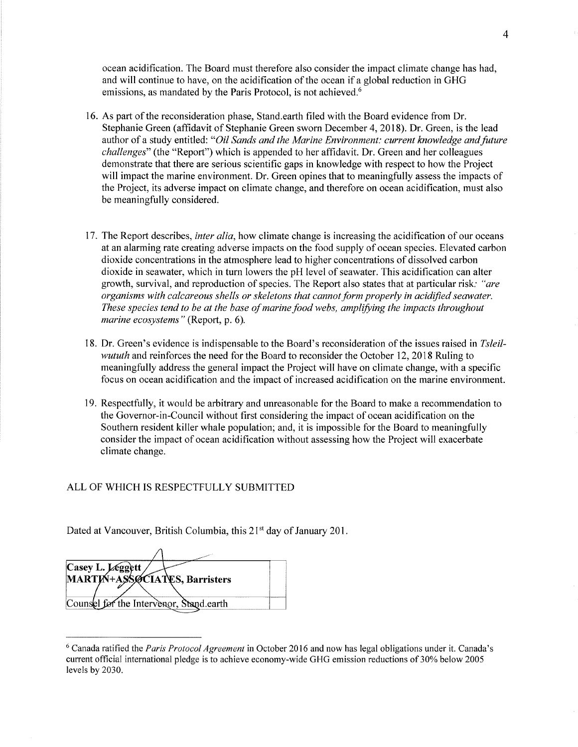ocean acidification. The Board must therefore also consider the impact climate change has had, and will continue to have, on the acidification of the ocean if a global reduction in GHG emissions, as mandated by the Paris Protocol, is not achieved.[6]

16. As part of the reconsideration phase, Stand.earth filed with the Board evidence from Dr. Stephanie Green (affidavit of Stephanie Green sworn December 4, 2018). Dr. Green, is the lead author of a study entitled: "*Oil Sands and the Marine Environment: current knowledge and future challenges*" (the "Report") which is appended to her affidavit. Dr. Green and her colleagues demonstrate that there are serious scientific gaps in knowledge with respect to how the Project will impact the marine environment. Dr. Green opines that to meaningfully assess the impacts of the Project, its adverse impact on climate change, and therefore on ocean acidification, must also be meaningfully considered.

17. The Report describes, *inter alia*, how climate change is increasing the acidification of our oceans at an alarming rate creating adverse impacts on the food supply of ocean species. Elevated carbon dioxide concentrations in the atmosphere lead to higher concentrations of dissolved carbon dioxide in seawater, which in turn lowers the pH level of seawater. This acidification can alter growth, survival, and reproduction of species. The Report also states that at particular risk*: "are organisms with calcareous shells or skeletons that cannot form properly in acidified seawater. These species tend to be at the base of marine food webs, amplifying the impacts throughout marine ecosystems"* (Report, p. 6).

18. Dr. Green's evidence is indispensable to the Board's reconsideration of the issues raised in *Tsleil-waututh* and reinforces the need for the Board to reconsider the October 12, 2018 Ruling to meaningfully address the general impact the Project will have on climate change, with a specific focus on ocean acidification and the impact of increased acidification on the marine environment.

19. Respectfully, it would be arbitrary and unreasonable for the Board to make a recommendation to the Governor-in-Council without first considering the impact of ocean acidification on the Southern resident killer whale population; and, it is impossible for the Board to meaningfully consider the impact of ocean acidification without assessing how the Project will exacerbate climate change.

ALL OF WHICH IS RESPECTFULLY SUBMITTED

Dated at Vancouver, British Columbia, this 21st day of January 201.

**Casey L. Leggett**
**MARTIN+ASSOCIATES, Barristers**

Counsel for the Intervenor, Stand.earth

---

[6] Canada ratified the *Paris Protocol Agreement* in October 2016 and now has legal obligations under it. Canada's current official international pledge is to achieve economy-wide GHG emission reductions of 30% below 2005 levels by 2030.